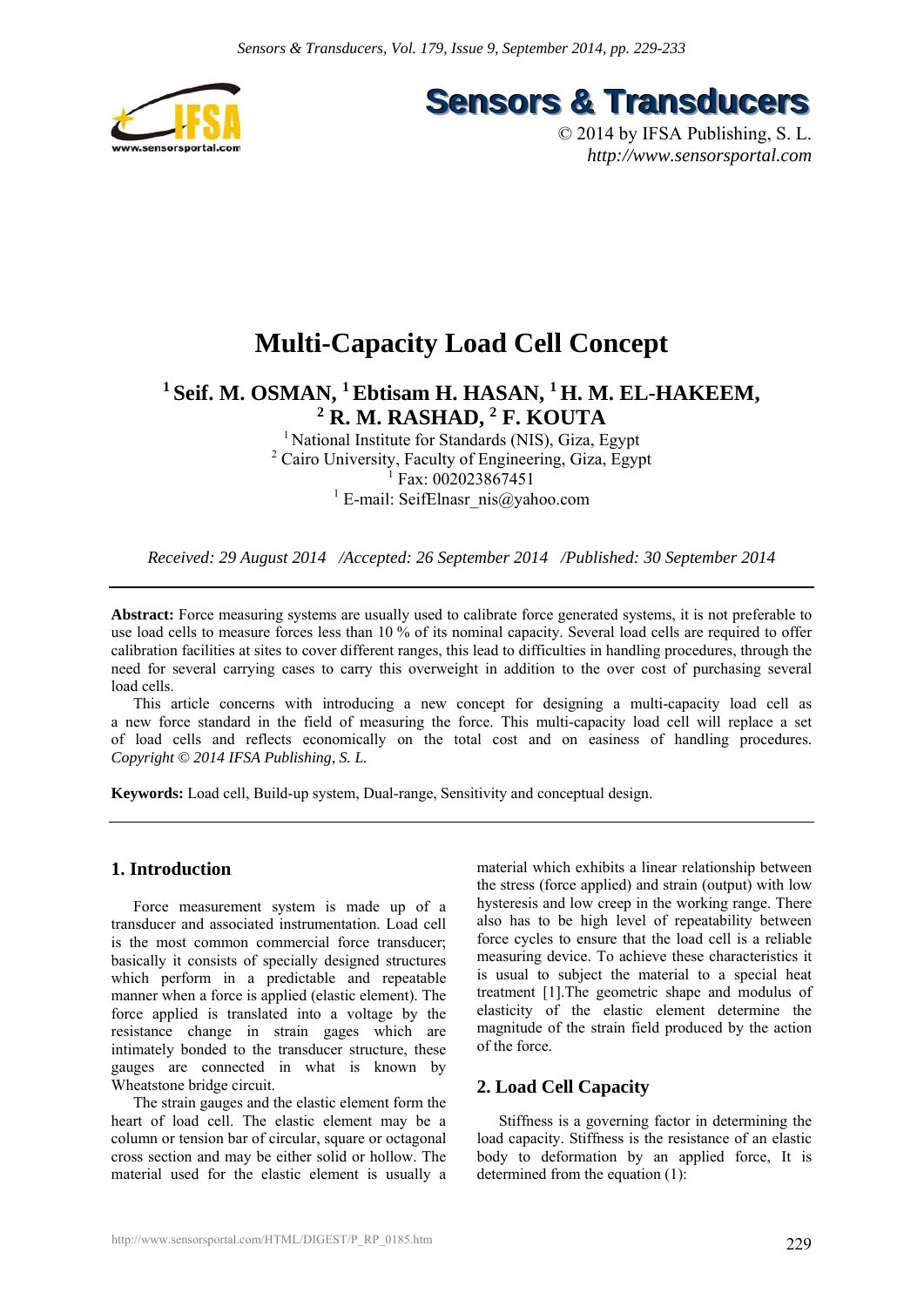# Multi-Capacity Load Cell Concept

**[1] Seif. M. OSMAN, [1] Ebtisam H. HASAN, [1] H. M. EL-HAKEEM, [2] R. M. RASHAD, [2] F. KOUTA**

[1] National Institute for Standards (NIS), Giza, Egypt
[2] Cairo University, Faculty of Engineering, Giza, Egypt
[1] Fax: 002023867451
[1] E-mail: SeifElnasr_nis@yahoo.com

*Received: 29 August 2014 /Accepted: 26 September 2014 /Published: 30 September 2014*

**Abstract:** Force measuring systems are usually used to calibrate force generated systems, it is not preferable to use load cells to measure forces less than 10 % of its nominal capacity. Several load cells are required to offer calibration facilities at sites to cover different ranges, this lead to difficulties in handling procedures, through the need for several carrying cases to carry this overweight in addition to the over cost of purchasing several load cells.

This article concerns with introducing a new concept for designing a multi-capacity load cell as a new force standard in the field of measuring the force. This multi-capacity load cell will replace a set of load cells and reflects economically on the total cost and on easiness of handling procedures. *Copyright © 2014 IFSA Publishing, S. L.*

**Keywords:** Load cell, Build-up system, Dual-range, Sensitivity and conceptual design.

## 1. Introduction

Force measurement system is made up of a transducer and associated instrumentation. Load cell is the most common commercial force transducer; basically it consists of specially designed structures which perform in a predictable and repeatable manner when a force is applied (elastic element). The force applied is translated into a voltage by the resistance change in strain gages which are intimately bonded to the transducer structure, these gauges are connected in what is known by Wheatstone bridge circuit.

The strain gauges and the elastic element form the heart of load cell. The elastic element may be a column or tension bar of circular, square or octagonal cross section and may be either solid or hollow. The material used for the elastic element is usually a material which exhibits a linear relationship between the stress (force applied) and strain (output) with low hysteresis and low creep in the working range. There also has to be high level of repeatability between force cycles to ensure that the load cell is a reliable measuring device. To achieve these characteristics it is usual to subject the material to a special heat treatment [1].The geometric shape and modulus of elasticity of the elastic element determine the magnitude of the strain field produced by the action of the force.

## 2. Load Cell Capacity

Stiffness is a governing factor in determining the load capacity. Stiffness is the resistance of an elastic body to deformation by an applied force, It is determined from the equation (1):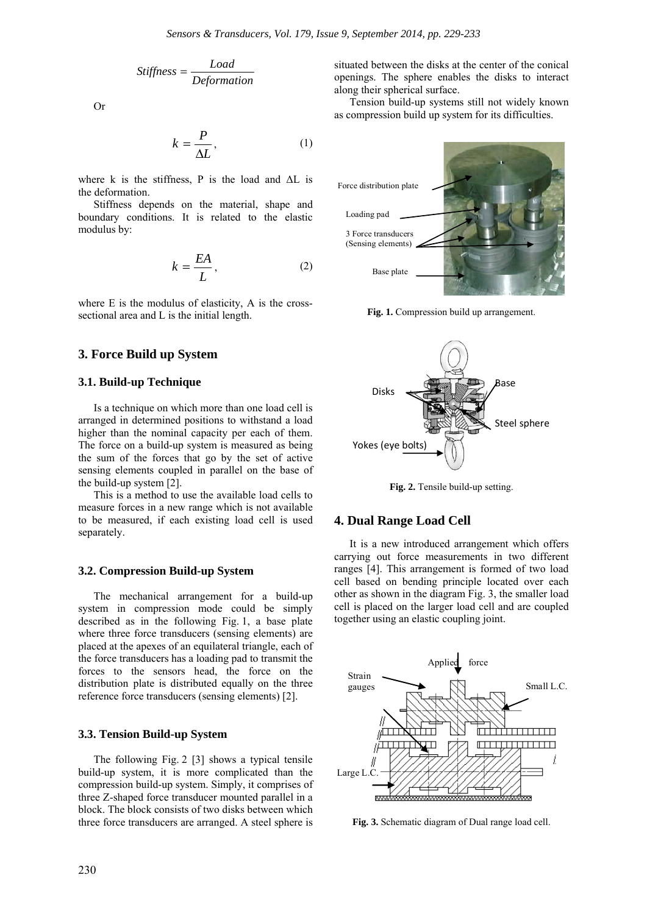$$Stiffness = \frac{Load}{Deformation}$$

Or

$$k = \frac{P}{\Delta L}, \quad (1)$$

where k is the stiffness, P is the load and $\Delta L$ is the deformation.

Stiffness depends on the material, shape and boundary conditions. It is related to the elastic modulus by:

$$k = \frac{EA}{L}, \quad (2)$$

where E is the modulus of elasticity, A is the cross-sectional area and L is the initial length.

## 3. Force Build up System

### 3.1. Build-up Technique

Is a technique on which more than one load cell is arranged in determined positions to withstand a load higher than the nominal capacity per each of them. The force on a build-up system is measured as being the sum of the forces that go by the set of active sensing elements coupled in parallel on the base of the build-up system [2].

This is a method to use the available load cells to measure forces in a new range which is not available to be measured, if each existing load cell is used separately.

### 3.2. Compression Build-up System

The mechanical arrangement for a build-up system in compression mode could be simply described as in the following Fig. 1, a base plate where three force transducers (sensing elements) are placed at the apexes of an equilateral triangle, each of the force transducers has a loading pad to transmit the forces to the sensors head, the force on the distribution plate is distributed equally on the three reference force transducers (sensing elements) [2].

### 3.3. Tension Build-up System

The following Fig. 2 [3] shows a typical tensile build-up system, it is more complicated than the compression build-up system. Simply, it comprises of three Z-shaped force transducer mounted parallel in a block. The block consists of two disks between which three force transducers are arranged. A steel sphere is situated between the disks at the center of the conical openings. The sphere enables the disks to interact along their spherical surface.

Tension build-up systems still not widely known as compression build up system for its difficulties.

Force distribution plate

Loading pad

3 Force transducers (Sensing elements)

Base plate

**Fig. 1.** Compression build up arrangement.

Disks

Base

Steel sphere

Yokes (eye bolts)

**Fig. 2.** Tensile build-up setting.

## 4. Dual Range Load Cell

It is a new introduced arrangement which offers carrying out force measurements in two different ranges [4]. This arrangement is formed of two load cell based on bending principle located over each other as shown in the diagram Fig. 3, the smaller load cell is placed on the larger load cell and are coupled together using an elastic coupling joint.

Applied force

Strain gauges

Small L.C.

Large L.C.

**Fig. 3.** Schematic diagram of Dual range load cell.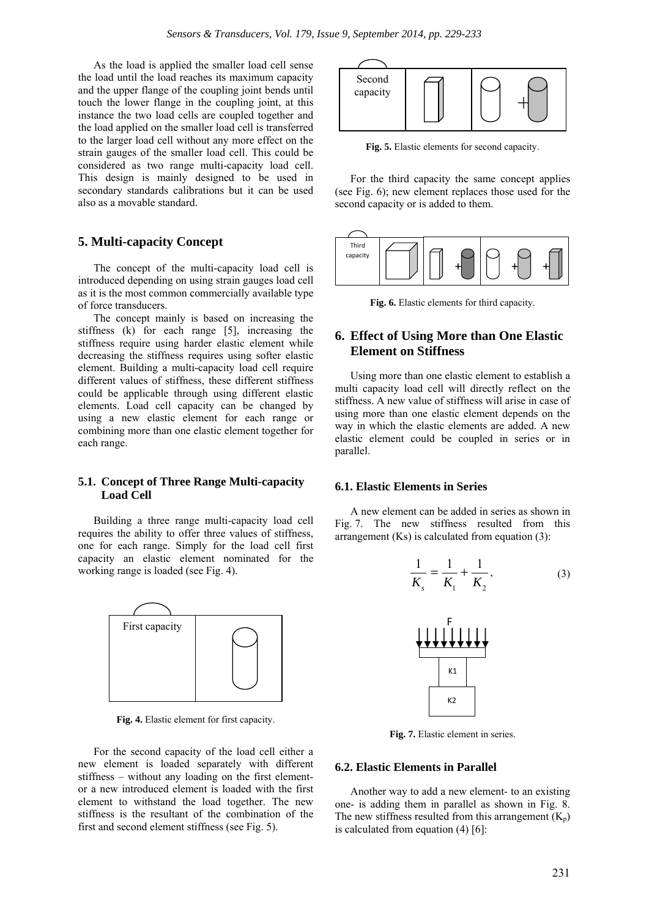As the load is applied the smaller load cell sense the load until the load reaches its maximum capacity and the upper flange of the coupling joint bends until touch the lower flange in the coupling joint, at this instance the two load cells are coupled together and the load applied on the smaller load cell is transferred to the larger load cell without any more effect on the strain gauges of the smaller load cell. This could be considered as two range multi-capacity load cell. This design is mainly designed to be used in secondary standards calibrations but it can be used also as a movable standard.

## 5. Multi-capacity Concept

The concept of the multi-capacity load cell is introduced depending on using strain gauges load cell as it is the most common commercially available type of force transducers.

The concept mainly is based on increasing the stiffness (k) for each range [5], increasing the stiffness require using harder elastic element while decreasing the stiffness requires using softer elastic element. Building a multi-capacity load cell require different values of stiffness, these different stiffness could be applicable through using different elastic elements. Load cell capacity can be changed by using a new elastic element for each range or combining more than one elastic element together for each range.

### 5.1. Concept of Three Range Multi-capacity Load Cell

Building a three range multi-capacity load cell requires the ability to offer three values of stiffness, one for each range. Simply for the load cell first capacity an elastic element nominated for the working range is loaded (see Fig. 4).

First capacity

**Fig. 4.** Elastic element for first capacity.

For the second capacity of the load cell either a new element is loaded separately with different stiffness – without any loading on the first element- or a new introduced element is loaded with the first element to withstand the load together. The new stiffness is the resultant of the combination of the first and second element stiffness (see Fig. 5).

Second capacity

**Fig. 5.** Elastic elements for second capacity.

For the third capacity the same concept applies (see Fig. 6); new element replaces those used for the second capacity or is added to them.

Third capacity

**Fig. 6.** Elastic elements for third capacity.

## 6. Effect of Using More than One Elastic Element on Stiffness

Using more than one elastic element to establish a multi capacity load cell will directly reflect on the stiffness. A new value of stiffness will arise in case of using more than one elastic element depends on the way in which the elastic elements are added. A new elastic element could be coupled in series or in parallel.

### 6.1. Elastic Elements in Series

A new element can be added in series as shown in Fig. 7. The new stiffness resulted from this arrangement (Ks) is calculated from equation (3):

$$\frac{1}{K_s} = \frac{1}{K_1} + \frac{1}{K_2}, \tag{3}$$

F

K1

K2

**Fig. 7.** Elastic element in series.

### 6.2. Elastic Elements in Parallel

Another way to add a new element- to an existing one- is adding them in parallel as shown in Fig. 8. The new stiffness resulted from this arrangement ($K_p$) is calculated from equation (4) [6]: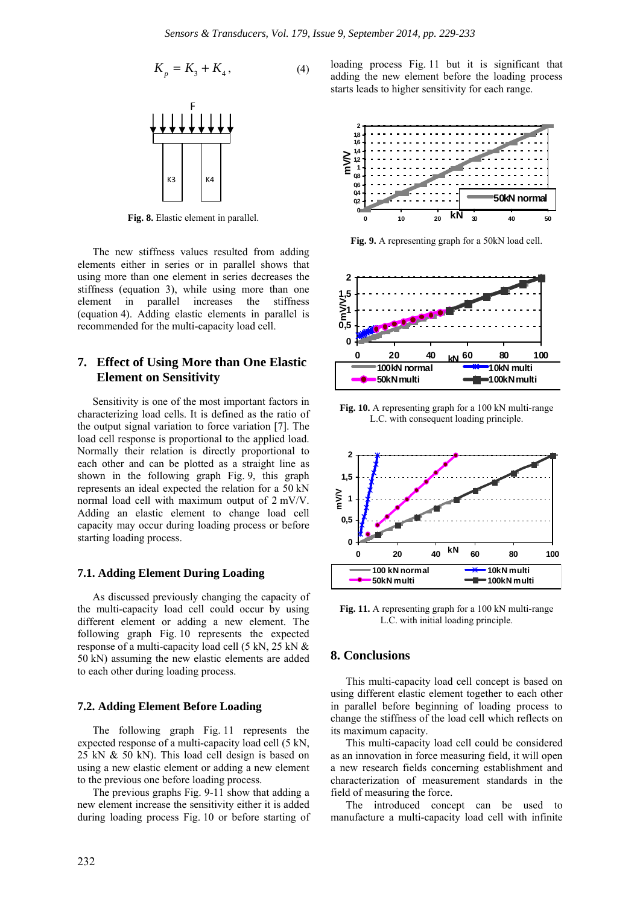$$K_p = K_3 + K_4, \quad (4)$$

Fig. 8. Elastic element in parallel.

The new stiffness values resulted from adding elements either in series or in parallel shows that using more than one element in series decreases the stiffness (equation 3), while using more than one element in parallel increases the stiffness (equation 4). Adding elastic elements in parallel is recommended for the multi-capacity load cell.

## 7. Effect of Using More than One Elastic Element on Sensitivity

Sensitivity is one of the most important factors in characterizing load cells. It is defined as the ratio of the output signal variation to force variation [7]. The load cell response is proportional to the applied load. Normally their relation is directly proportional to each other and can be plotted as a straight line as shown in the following graph Fig. 9, this graph represents an ideal expected the relation for a 50 kN normal load cell with maximum output of 2 mV/V. Adding an elastic element to change load cell capacity may occur during loading process or before starting loading process.

### 7.1. Adding Element During Loading

As discussed previously changing the capacity of the multi-capacity load cell could occur by using different element or adding a new element. The following graph Fig. 10 represents the expected response of a multi-capacity load cell (5 kN, 25 kN & 50 kN) assuming the new elastic elements are added to each other during loading process.

### 7.2. Adding Element Before Loading

The following graph Fig. 11 represents the expected response of a multi-capacity load cell (5 kN, 25 kN & 50 kN). This load cell design is based on using a new elastic element or adding a new element to the previous one before loading process.

The previous graphs Fig. 9-11 show that adding a new element increase the sensitivity either it is added during loading process Fig. 10 or before starting of loading process Fig. 11 but it is significant that adding the new element before the loading process starts leads to higher sensitivity for each range.

Fig. 9. A representing graph for a 50kN load cell.

Fig. 10. A representing graph for a 100 kN multi-range L.C. with consequent loading principle.

Fig. 11. A representing graph for a 100 kN multi-range L.C. with initial loading principle.

## 8. Conclusions

This multi-capacity load cell concept is based on using different elastic element together to each other in parallel before beginning of loading process to change the stiffness of the load cell which reflects on its maximum capacity.

This multi-capacity load cell could be considered as an innovation in force measuring field, it will open a new research fields concerning establishment and characterization of measurement standards in the field of measuring the force.

The introduced concept can be used to manufacture a multi-capacity load cell with infinite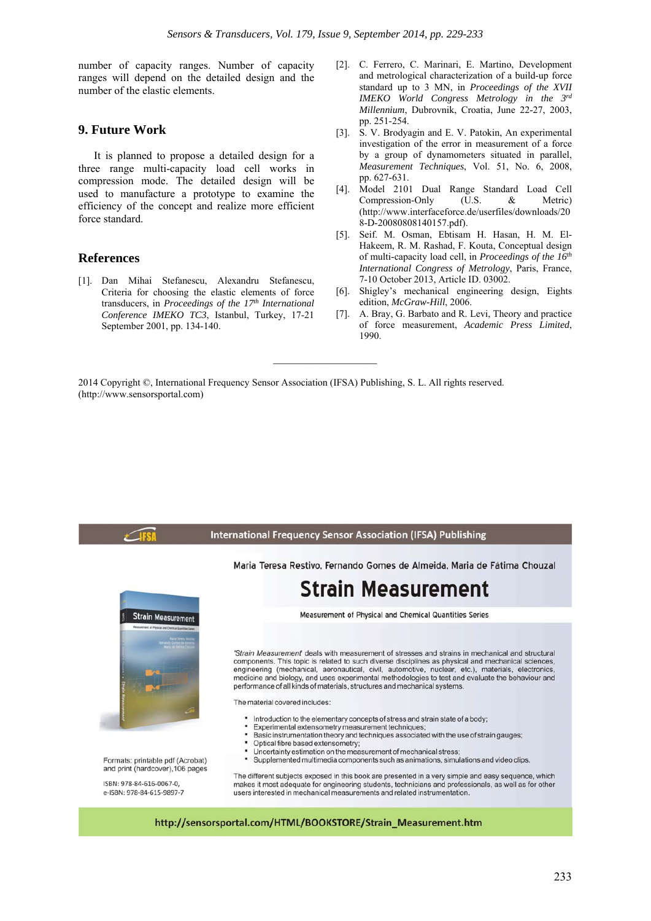number of capacity ranges. Number of capacity ranges will depend on the detailed design and the number of the elastic elements.

## 9. Future Work

It is planned to propose a detailed design for a three range multi-capacity load cell works in compression mode. The detailed design will be used to manufacture a prototype to examine the efficiency of the concept and realize more efficient force standard.

## References

[1]. Dan Mihai Stefanescu, Alexandru Stefanescu, Criteria for choosing the elastic elements of force transducers, in *Proceedings of the 17th International Conference IMEKO TC3*, Istanbul, Turkey, 17-21 September 2001, pp. 134-140.

[2]. C. Ferrero, C. Marinari, E. Martino, Development and metrological characterization of a build-up force standard up to 3 MN, in *Proceedings of the XVII IMEKO World Congress Metrology in the 3rd Millennium*, Dubrovnik, Croatia, June 22-27, 2003, pp. 251-254.

[3]. S. V. Brodyagin and E. V. Patokin, An experimental investigation of the error in measurement of a force by a group of dynamometers situated in parallel, *Measurement Techniques*, Vol. 51, No. 6, 2008, pp. 627-631.

[4]. Model 2101 Dual Range Standard Load Cell Compression-Only (U.S. & Metric) (http://www.interfaceforce.de/userfiles/downloads/208-D-20080808140157.pdf).

[5]. Seif. M. Osman, Ebtisam H. Hasan, H. M. El-Hakeem, R. M. Rashad, F. Kouta, Conceptual design of multi-capacity load cell, in *Proceedings of the 16th International Congress of Metrology*, Paris, France, 7-10 October 2013, Article ID. 03002.

[6]. Shigley's mechanical engineering design, Eights edition, *McGraw-Hill*, 2006.

[7]. A. Bray, G. Barbato and R. Levi, Theory and practice of force measurement, *Academic Press Limited*, 1990.

---

2014 Copyright ©, International Frequency Sensor Association (IFSA) Publishing, S. L. All rights reserved. (http://www.sensorsportal.com)

International Frequency Sensor Association (IFSA) Publishing

Maria Teresa Restivo, Fernando Gomes de Almeida, Maria de Fátima Chouzal

**Strain Measurement**

Measurement of Physical and Chemical Quantities Series

*'Strain Measurement'* deals with measurement of stresses and strains in mechanical and structural components. This topic is related to such diverse disciplines as physical and mechanical sciences, engineering (mechanical, aeronautical, civil, automotive, nuclear, etc.), materials, electronics, medicine and biology, and uses experimental methodologies to test and evaluate the behaviour and performance of all kinds of materials, structures and mechanical systems.

The material covered includes:

- Introduction to the elementary concepts of stress and strain state of a body;
- Experimental extensometry measurement techniques;
- Basic instrumentation theory and techniques associated with the use of strain gauges;
- Optical fibre based extensometry;
- Uncertainty estimation on the measurement of mechanical stress;
- Supplemented multimedia components such as animations, simulations and video clips.

The different subjects exposed in this book are presented in a very simple and easy sequence, which makes it most adequate for engineering students, technicians and professionals, as well as for other users interested in mechanical measurements and related instrumentation.

Formats: printable pdf (Acrobat) and print (hardcover), 106 pages

ISBN: 978-84-616-0067-0,
e-ISBN: 978-84-615-9897-7

http://sensorsportal.com/HTML/BOOKSTORE/Strain_Measurement.htm